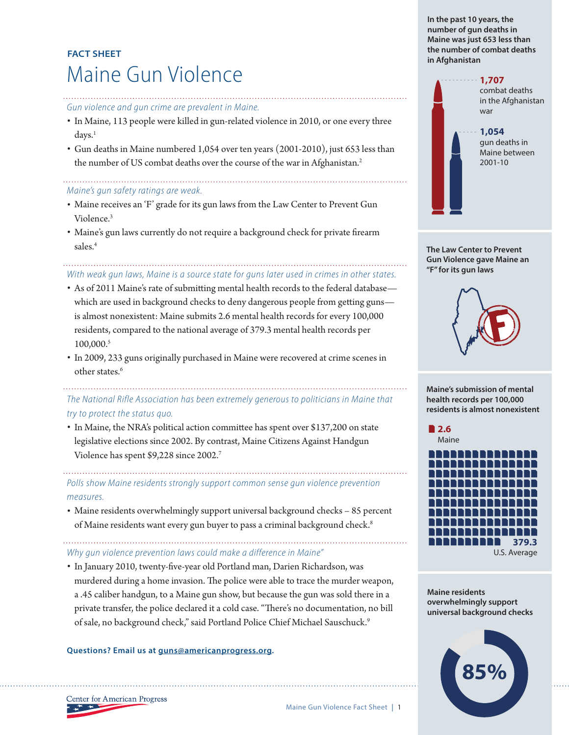FACT SHEET

# Maine Gun Violence

*Gun violence and gun crime are prevalent in Maine.*

- In Maine, 113 people were killed in gun-related violence in 2010, or one every three days.[1]
- Gun deaths in Maine numbered 1,054 over ten years (2001-2010), just 653 less than the number of US combat deaths over the course of the war in Afghanistan.[2]

*Maine's gun safety ratings are weak.*

- Maine receives an 'F' grade for its gun laws from the Law Center to Prevent Gun Violence.[3]
- Maine's gun laws currently do not require a background check for private firearm sales.[4]

*With weak gun laws, Maine is a source state for guns later used in crimes in other states.*

- As of 2011 Maine's rate of submitting mental health records to the federal database—which are used in background checks to deny dangerous people from getting guns—is almost nonexistent: Maine submits 2.6 mental health records for every 100,000 residents, compared to the national average of 379.3 mental health records per 100,000.[5]
- In 2009, 233 guns originally purchased in Maine were recovered at crime scenes in other states.[6]

*The National Rifle Association has been extremely generous to politicians in Maine that try to protect the status quo.*

- In Maine, the NRA's political action committee has spent over $137,200 on state legislative elections since 2002. By contrast, Maine Citizens Against Handgun Violence has spent $9,228 since 2002.[7]

*Polls show Maine residents strongly support common sense gun violence prevention measures.*

- Maine residents overwhelmingly support universal background checks – 85 percent of Maine residents want every gun buyer to pass a criminal background check.[8]

*Why gun violence prevention laws could make a difference in Maine"*

- In January 2010, twenty-five-year old Portland man, Darien Richardson, was murdered during a home invasion. The police were able to trace the murder weapon, a .45 caliber handgun, to a Maine gun show, but because the gun was sold there in a private transfer, the police declared it a cold case. "There's no documentation, no bill of sale, no background check," said Portland Police Chief Michael Sauschuck.[9]

**Questions? Email us at guns@americanprogress.org.**

**In the past 10 years, the number of gun deaths in Maine was just 653 less than the number of combat deaths in Afghanistan**

**1,707** combat deaths in the Afghanistan war

**1,054** gun deaths in Maine between 2001-10

**The Law Center to Prevent Gun Violence gave Maine an "F" for its gun laws**

**Maine's submission of mental health records per 100,000 residents is almost nonexistent**

**2.6** Maine

**379.3** U.S. Average

**Maine residents overwhelmingly support universal background checks**

**85%**

Center for American Progress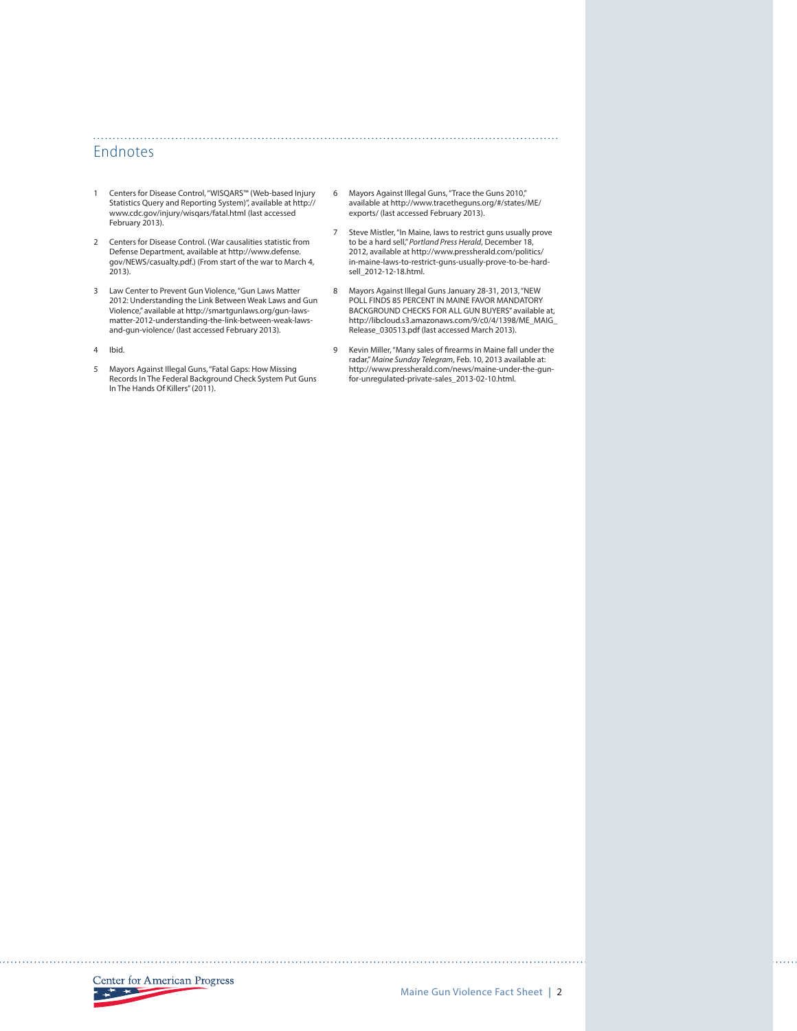## Endnotes

1. Centers for Disease Control, "WISQARS™ (Web-based Injury Statistics Query and Reporting System)", available at http://www.cdc.gov/injury/wisqars/fatal.html (last accessed February 2013).

2. Centers for Disease Control. (War causalities statistic from Defense Department, available at http://www.defense.gov/NEWS/casualty.pdf.) (From start of the war to March 4, 2013).

3. Law Center to Prevent Gun Violence, "Gun Laws Matter 2012: Understanding the Link Between Weak Laws and Gun Violence," available at http://smartgunlaws.org/gun-laws-matter-2012-understanding-the-link-between-weak-laws-and-gun-violence/ (last accessed February 2013).

4. Ibid.

5. Mayors Against Illegal Guns, "Fatal Gaps: How Missing Records In The Federal Background Check System Put Guns In The Hands Of Killers" (2011).

6. Mayors Against Illegal Guns, "Trace the Guns 2010," available at http://www.tracetheguns.org/#/states/ME/exports/ (last accessed February 2013).

7. Steve Mistler, "In Maine, laws to restrict guns usually prove to be a hard sell," *Portland Press Herald*, December 18, 2012, available at http://www.pressherald.com/politics/in-maine-laws-to-restrict-guns-usually-prove-to-be-hard-sell_2012-12-18.html.

8. Mayors Against Illegal Guns January 28-31, 2013, "NEW POLL FINDS 85 PERCENT IN MAINE FAVOR MANDATORY BACKGROUND CHECKS FOR ALL GUN BUYERS" available at, http://libcloud.s3.amazonaws.com/9/c0/4/1398/ME_MAIG_Release_030513.pdf (last accessed March 2013).

9. Kevin Miller, "Many sales of firearms in Maine fall under the radar," *Maine Sunday Telegram*, Feb. 10, 2013 available at: http://www.pressherald.com/news/maine-under-the-gun-for-unregulated-private-sales_2013-02-10.html.